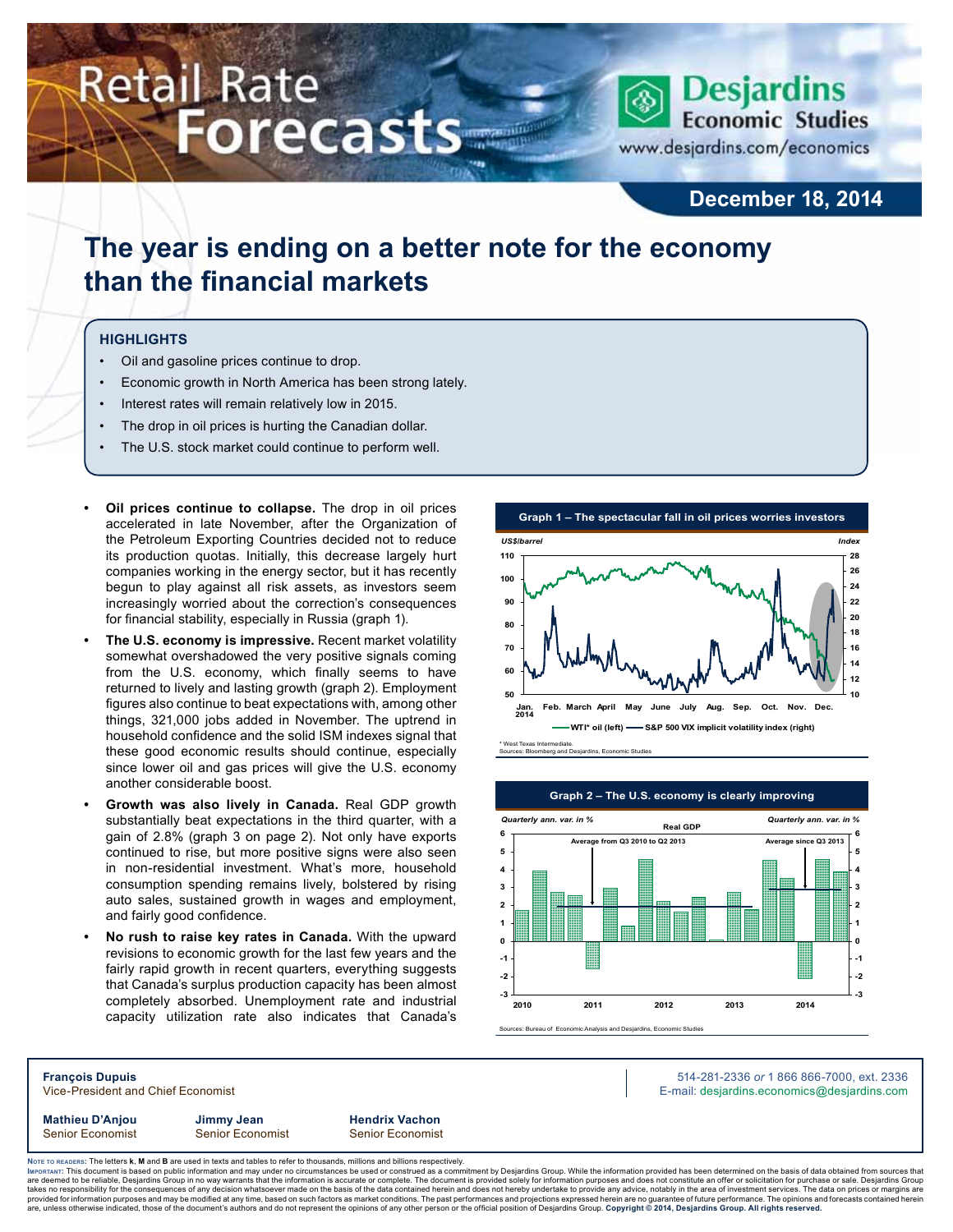# Retail Rate Forecasts

**Desjardins Economic Studies**
www.desjardins.com/economics

**December 18, 2014**

## The year is ending on a better note for the economy than the financial markets

### HIGHLIGHTS

- Oil and gasoline prices continue to drop.
- Economic growth in North America has been strong lately.
- Interest rates will remain relatively low in 2015.
- The drop in oil prices is hurting the Canadian dollar.
- The U.S. stock market could continue to perform well.

- **Oil prices continue to collapse.** The drop in oil prices accelerated in late November, after the Organization of the Petroleum Exporting Countries decided not to reduce its production quotas. Initially, this decrease largely hurt companies working in the energy sector, but it has recently begun to play against all risk assets, as investors seem increasingly worried about the correction's consequences for financial stability, especially in Russia (graph 1).
- **The U.S. economy is impressive.** Recent market volatility somewhat overshadowed the very positive signals coming from the U.S. economy, which finally seems to have returned to lively and lasting growth (graph 2). Employment figures also continue to beat expectations with, among other things, 321,000 jobs added in November. The uptrend in household confidence and the solid ISM indexes signal that these good economic results should continue, especially since lower oil and gas prices will give the U.S. economy another considerable boost.
- **Growth was also lively in Canada.** Real GDP growth substantially beat expectations in the third quarter, with a gain of 2.8% (graph 3 on page 2). Not only have exports continued to rise, but more positive signs were also seen in non-residential investment. What's more, household consumption spending remains lively, bolstered by rising auto sales, sustained growth in wages and employment, and fairly good confidence.
- **No rush to raise key rates in Canada.** With the upward revisions to economic growth for the last few years and the fairly rapid growth in recent quarters, everything suggests that Canada's surplus production capacity has been almost completely absorbed. Unemployment rate and industrial capacity utilization rate also indicates that Canada's

**Graph 1 – The spectacular fall in oil prices worries investors**

US$/barrel (left); Index (right). Jan. 2014 – Dec. WTI* oil (left); S&P 500 VIX implicit volatility index (right)

\* West Texas Intermediate.
Sources: Bloomberg and Desjardins, Economic Studies

**Graph 2 – The U.S. economy is clearly improving**

Real GDP — Quarterly ann. var. in %. Average from Q3 2010 to Q2 2013; Average since Q3 2013

Sources: Bureau of Economic Analysis and Desjardins, Economic Studies

**François Dupuis**
Vice-President and Chief Economist

514-281-2336 *or* 1 866 866-7000, ext. 2336
E-mail: desjardins.economics@desjardins.com

**Mathieu D'Anjou** — Senior Economist
**Jimmy Jean** — Senior Economist
**Hendrix Vachon** — Senior Economist

Note to readers: The letters **k**, **M** and **B** are used in texts and tables to refer to thousands, millions and billions respectively.
Important: This document is based on public information and may under no circumstances be used or construed as a commitment by Desjardins Group. While the information provided has been determined on the basis of data obtained from sources that are deemed to be reliable, Desjardins Group in no way warrants that the information is accurate or complete. The document is provided solely for information purposes and does not constitute an offer or solicitation for purchase or sale. Desjardins Group takes no responsibility for the consequences of any decision whatsoever made on the basis of the data contained herein and does not hereby undertake to provide any advice, notably in the area of investment services. The data on prices or margins are provided for information purposes and may be modified at any time, based on such factors as market conditions. The past performances and projections expressed herein are no guarantee of future performance. The opinions and forecasts contained herein are, unless otherwise indicated, those of the document's authors and do not represent the opinions of any other person or the official position of Desjardins Group. **Copyright © 2014, Desjardins Group. All rights reserved.**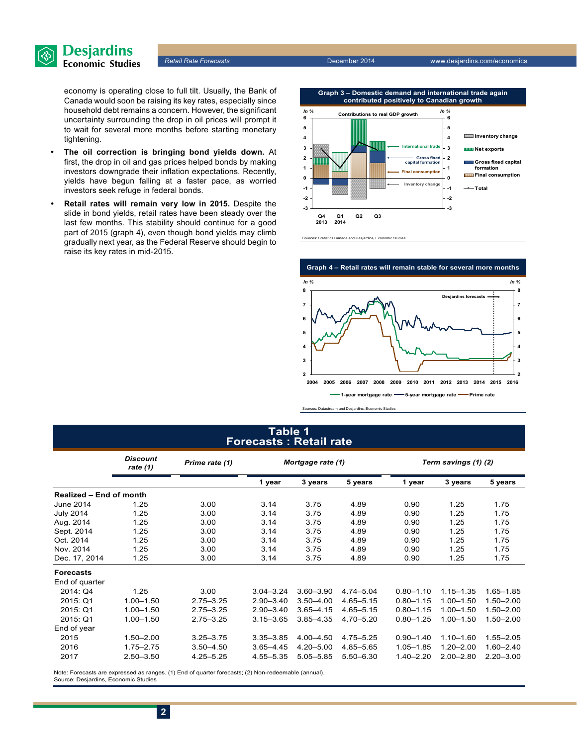economy is operating close to full tilt. Usually, the Bank of Canada would soon be raising its key rates, especially since household debt remains a concern. However, the significant uncertainty surrounding the drop in oil prices will prompt it to wait for several more months before starting monetary tightening.

- **The oil correction is bringing bond yields down.** At first, the drop in oil and gas prices helped bonds by making investors downgrade their inflation expectations. Recently, yields have begun falling at a faster pace, as worried investors seek refuge in federal bonds.
- **Retail rates will remain very low in 2015.** Despite the slide in bond yields, retail rates have been steady over the last few months. This stability should continue for a good part of 2015 (graph 4), even though bond yields may climb gradually next year, as the Federal Reserve should begin to raise its key rates in mid-2015.

**Graph 3 – Domestic demand and international trade again contributed positively to Canadian growth**

Sources: Statistics Canada and Desjardins, Economic Studies

**Graph 4 – Retail rates will remain stable for several more months**

Sources: Datastream and Desjardins, Economic Studies

## Table 1
## Forecasts : Retail rate

| | Discount rate (1) | Prime rate (1) | Mortgage rate (1) | | | Term savings (1) (2) | | |
|---|---|---|---|---|---|---|---|---|
| | | | 1 year | 3 years | 5 years | 1 year | 3 years | 5 years |
| **Realized – End of month** | | | | | | | | |
| June 2014 | 1.25 | 3.00 | 3.14 | 3.75 | 4.89 | 0.90 | 1.25 | 1.75 |
| July 2014 | 1.25 | 3.00 | 3.14 | 3.75 | 4.89 | 0.90 | 1.25 | 1.75 |
| Aug. 2014 | 1.25 | 3.00 | 3.14 | 3.75 | 4.89 | 0.90 | 1.25 | 1.75 |
| Sept. 2014 | 1.25 | 3.00 | 3.14 | 3.75 | 4.89 | 0.90 | 1.25 | 1.75 |
| Oct. 2014 | 1.25 | 3.00 | 3.14 | 3.75 | 4.89 | 0.90 | 1.25 | 1.75 |
| Nov. 2014 | 1.25 | 3.00 | 3.14 | 3.75 | 4.89 | 0.90 | 1.25 | 1.75 |
| Dec. 17, 2014 | 1.25 | 3.00 | 3.14 | 3.75 | 4.89 | 0.90 | 1.25 | 1.75 |
| **Forecasts** | | | | | | | | |
| End of quarter | | | | | | | | |
| 2014: Q4 | 1.25 | 3.00 | 3.04–3.24 | 3.60–3.90 | 4.74–5.04 | 0.80–1.10 | 1.15–1.35 | 1.65–1.85 |
| 2015: Q1 | 1.00–1.50 | 2.75–3.25 | 2.90–3.40 | 3.50–4.00 | 4.65–5.15 | 0.80–1.15 | 1.00–1.50 | 1.50–2.00 |
| 2015: Q1 | 1.00–1.50 | 2.75–3.25 | 2.90–3.40 | 3.65–4.15 | 4.65–5.15 | 0.80–1.15 | 1.00–1.50 | 1.50–2.00 |
| 2015: Q1 | 1.00–1.50 | 2.75–3.25 | 3.15–3.65 | 3.85–4.35 | 4.70–5.20 | 0.80–1.25 | 1.00–1.50 | 1.50–2.00 |
| End of year | | | | | | | | |
| 2015 | 1.50–2.00 | 3.25–3.75 | 3.35–3.85 | 4.00–4.50 | 4.75–5.25 | 0.90–1.40 | 1.10–1.60 | 1.55–2.05 |
| 2016 | 1.75–2.75 | 3.50–4.50 | 3.65–4.45 | 4.20–5.00 | 4.85–5.65 | 1.05–1.85 | 1.20–2.00 | 1.60–2.40 |
| 2017 | 2.50–3.50 | 4.25–5.25 | 4.55–5.35 | 5.05–5.85 | 5.50–6.30 | 1.40–2.20 | 2.00–2.80 | 2.20–3.00 |

Note: Forecasts are expressed as ranges. (1) End of quarter forecasts; (2) Non-redeemable (annual).
Source: Desjardins, Economic Studies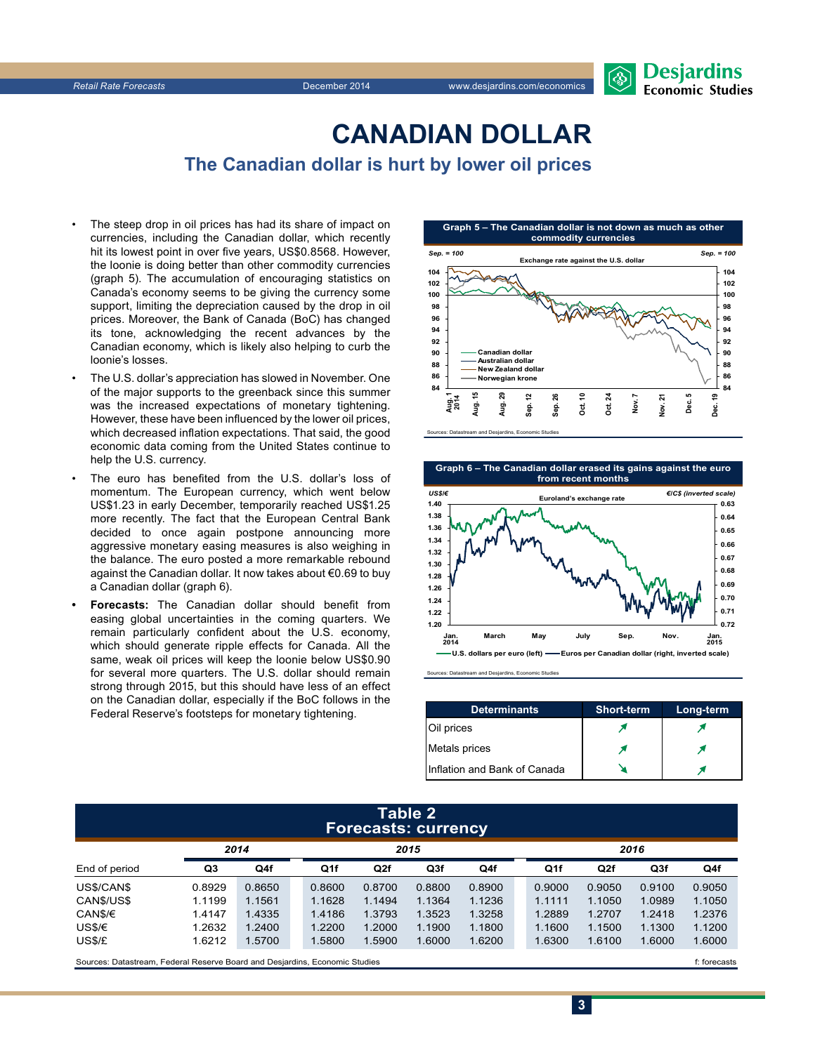# CANADIAN DOLLAR

## The Canadian dollar is hurt by lower oil prices

- The steep drop in oil prices has had its share of impact on currencies, including the Canadian dollar, which recently hit its lowest point in over five years, US$0.8568. However, the loonie is doing better than other commodity currencies (graph 5). The accumulation of encouraging statistics on Canada's economy seems to be giving the currency some support, limiting the depreciation caused by the drop in oil prices. Moreover, the Bank of Canada (BoC) has changed its tone, acknowledging the recent advances by the Canadian economy, which is likely also helping to curb the loonie's losses.
- The U.S. dollar's appreciation has slowed in November. One of the major supports to the greenback since this summer was the increased expectations of monetary tightening. However, these have been influenced by the lower oil prices, which decreased inflation expectations. That said, the good economic data coming from the United States continue to help the U.S. currency.
- The euro has benefited from the U.S. dollar's loss of momentum. The European currency, which went below US$1.23 in early December, temporarily reached US$1.25 more recently. The fact that the European Central Bank decided to once again postpone announcing more aggressive monetary easing measures is also weighing in the balance. The euro posted a more remarkable rebound against the Canadian dollar. It now takes about €0.69 to buy a Canadian dollar (graph 6).
- **Forecasts:** The Canadian dollar should benefit from easing global uncertainties in the coming quarters. We remain particularly confident about the U.S. economy, which should generate ripple effects for Canada. All the same, weak oil prices will keep the loonie below US$0.90 for several more quarters. The U.S. dollar should remain strong through 2015, but this should have less of an effect on the Canadian dollar, especially if the BoC follows in the Federal Reserve's footsteps for monetary tightening.

**Graph 5 – The Canadian dollar is not down as much as other commodity currencies**

Exchange rate against the U.S. dollar (Sep. = 100): Canadian dollar, Australian dollar, New Zealand dollar, Norwegian krone

Sources: Datastream and Desjardins, Economic Studies

**Graph 6 – The Canadian dollar erased its gains against the euro from recent months**

Euroland's exchange rate: U.S. dollars per euro (left), Euros per Canadian dollar (right, inverted scale)

Sources: Datastream and Desjardins, Economic Studies

| Determinants | Short-term | Long-term |
|---|---|---|
| Oil prices | ↗ | ↗ |
| Metals prices | ↗ | ↗ |
| Inflation and Bank of Canada | ↘ | ↗ |

**Table 2**
**Forecasts: currency**

| End of period | 2014 Q3 | 2014 Q4f | 2015 Q1f | 2015 Q2f | 2015 Q3f | 2015 Q4f | 2016 Q1f | 2016 Q2f | 2016 Q3f | 2016 Q4f |
|---|---|---|---|---|---|---|---|---|---|---|
| US$/CAN$ | 0.8929 | 0.8650 | 0.8600 | 0.8700 | 0.8800 | 0.8900 | 0.9000 | 0.9050 | 0.9100 | 0.9050 |
| CAN$/US$ | 1.1199 | 1.1561 | 1.1628 | 1.1494 | 1.1364 | 1.1236 | 1.1111 | 1.1050 | 1.0989 | 1.1050 |
| CAN$/€ | 1.4147 | 1.4335 | 1.4186 | 1.3793 | 1.3523 | 1.3258 | 1.2889 | 1.2707 | 1.2418 | 1.2376 |
| US$/€ | 1.2632 | 1.2400 | 1.2200 | 1.2000 | 1.1900 | 1.1800 | 1.1600 | 1.1500 | 1.1300 | 1.1200 |
| US$/£ | 1.6212 | 1.5700 | 1.5800 | 1.5900 | 1.6000 | 1.6200 | 1.6300 | 1.6100 | 1.6000 | 1.6000 |

Sources: Datastream, Federal Reserve Board and Desjardins, Economic Studies — f: forecasts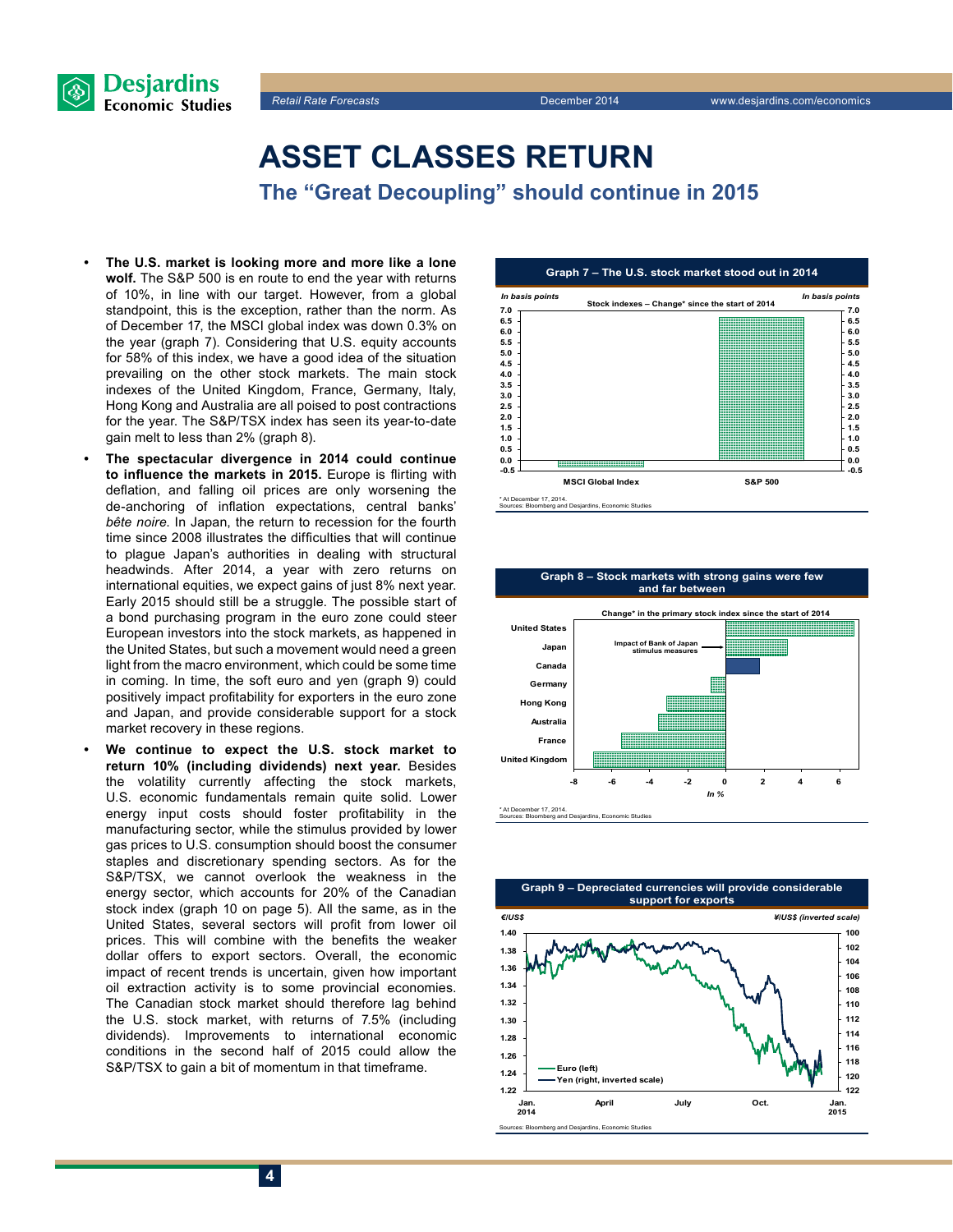# ASSET CLASSES RETURN

## The "Great Decoupling" should continue in 2015

- **The U.S. market is looking more and more like a lone wolf.** The S&P 500 is en route to end the year with returns of 10%, in line with our target. However, from a global standpoint, this is the exception, rather than the norm. As of December 17, the MSCI global index was down 0.3% on the year (graph 7). Considering that U.S. equity accounts for 58% of this index, we have a good idea of the situation prevailing on the other stock markets. The main stock indexes of the United Kingdom, France, Germany, Italy, Hong Kong and Australia are all poised to post contractions for the year. The S&P/TSX index has seen its year-to-date gain melt to less than 2% (graph 8).
- **The spectacular divergence in 2014 could continue to influence the markets in 2015.** Europe is flirting with deflation, and falling oil prices are only worsening the de-anchoring of inflation expectations, central banks' *bête noire*. In Japan, the return to recession for the fourth time since 2008 illustrates the difficulties that will continue to plague Japan's authorities in dealing with structural headwinds. After 2014, a year with zero returns on international equities, we expect gains of just 8% next year. Early 2015 should still be a struggle. The possible start of a bond purchasing program in the euro zone could steer European investors into the stock markets, as happened in the United States, but such a movement would need a green light from the macro environment, which could be some time in coming. In time, the soft euro and yen (graph 9) could positively impact profitability for exporters in the euro zone and Japan, and provide considerable support for a stock market recovery in these regions.
- **We continue to expect the U.S. stock market to return 10% (including dividends) next year.** Besides the volatility currently affecting the stock markets, U.S. economic fundamentals remain quite solid. Lower energy input costs should foster profitability in the manufacturing sector, while the stimulus provided by lower gas prices to U.S. consumption should boost the consumer staples and discretionary spending sectors. As for the S&P/TSX, we cannot overlook the weakness in the energy sector, which accounts for 20% of the Canadian stock index (graph 10 on page 5). All the same, as in the United States, several sectors will profit from lower oil prices. This will combine with the benefits the weaker dollar offers to export sectors. Overall, the economic impact of recent trends is uncertain, given how important oil extraction activity is to some provincial economies. The Canadian stock market should therefore lag behind the U.S. stock market, with returns of 7.5% (including dividends). Improvements to international economic conditions in the second half of 2015 could allow the S&P/TSX to gain a bit of momentum in that timeframe.

**Graph 7 – The U.S. stock market stood out in 2014**

Stock indexes – Change* since the start of 2014 (In basis points)

\* At December 17, 2014.
Sources: Bloomberg and Desjardins, Economic Studies

**Graph 8 – Stock markets with strong gains were few and far between**

Change* in the primary stock index since the start of 2014 (In %)

\* At December 17, 2014.
Sources: Bloomberg and Desjardins, Economic Studies

**Graph 9 – Depreciated currencies will provide considerable support for exports**

€/US$ (left); ¥/US$ (inverted scale) (right)

Sources: Bloomberg and Desjardins, Economic Studies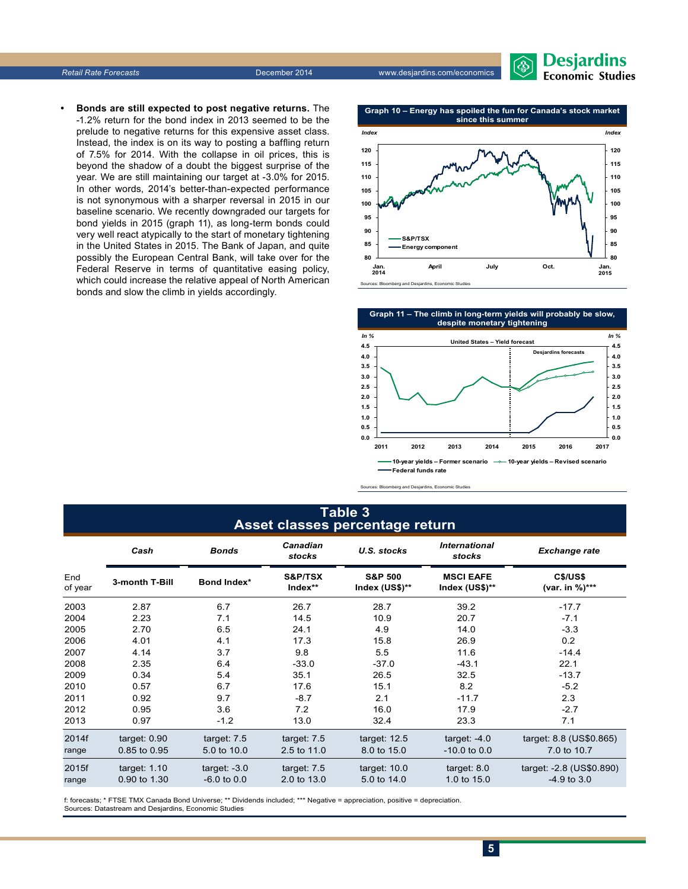- **Bonds are still expected to post negative returns.** The -1.2% return for the bond index in 2013 seemed to be the prelude to negative returns for this expensive asset class. Instead, the index is on its way to posting a baffling return of 7.5% for 2014. With the collapse in oil prices, this is beyond the shadow of a doubt the biggest surprise of the year. We are still maintaining our target at -3.0% for 2015. In other words, 2014's better-than-expected performance is not synonymous with a sharper reversal in 2015 in our baseline scenario. We recently downgraded our targets for bond yields in 2015 (graph 11), as long-term bonds could very well react atypically to the start of monetary tightening in the United States in 2015. The Bank of Japan, and quite possibly the European Central Bank, will take over for the Federal Reserve in terms of quantitative easing policy, which could increase the relative appeal of North American bonds and slow the climb in yields accordingly.

**Graph 10 – Energy has spoiled the fun for Canada's stock market since this summer**

Index

120, 115, 110, 105, 100, 95, 90, 85, 80

Jan. 2014, April, July, Oct., Jan. 2015

S&P/TSX

Energy component

Sources: Bloomberg and Desjardins, Economic Studies

**Graph 11 – The climb in long-term yields will probably be slow, despite monetary tightening**

In %

United States – Yield forecast

Desjardins forecasts

4.5, 4.0, 3.5, 3.0, 2.5, 2.0, 1.5, 1.0, 0.5, 0.0

2011, 2012, 2013, 2014, 2015, 2016, 2017

10-year yields – Former scenario

10-year yields – Revised scenario

Federal funds rate

Sources: Bloomberg and Desjardins, Economic Studies

## Table 3
## Asset classes percentage return

| | *Cash* | *Bonds* | *Canadian stocks* | *U.S. stocks* | *International stocks* | *Exchange rate* |
|---|---|---|---|---|---|---|
| End of year | **3-month T-Bill** | **Bond Index*** | **S&P/TSX Index**** | **S&P 500 Index (US$)**** | **MSCI EAFE Index (US$)**** | **C$/US$ (var. in %)***** |
| 2003 | 2.87 | 6.7 | 26.7 | 28.7 | 39.2 | -17.7 |
| 2004 | 2.23 | 7.1 | 14.5 | 10.9 | 20.7 | -7.1 |
| 2005 | 2.70 | 6.5 | 24.1 | 4.9 | 14.0 | -3.3 |
| 2006 | 4.01 | 4.1 | 17.3 | 15.8 | 26.9 | 0.2 |
| 2007 | 4.14 | 3.7 | 9.8 | 5.5 | 11.6 | -14.4 |
| 2008 | 2.35 | 6.4 | -33.0 | -37.0 | -43.1 | 22.1 |
| 2009 | 0.34 | 5.4 | 35.1 | 26.5 | 32.5 | -13.7 |
| 2010 | 0.57 | 6.7 | 17.6 | 15.1 | 8.2 | -5.2 |
| 2011 | 0.92 | 9.7 | -8.7 | 2.1 | -11.7 | 2.3 |
| 2012 | 0.95 | 3.6 | 7.2 | 16.0 | 17.9 | -2.7 |
| 2013 | 0.97 | -1.2 | 13.0 | 32.4 | 23.3 | 7.1 |
| 2014f | target: 0.90 | target: 7.5 | target: 7.5 | target: 12.5 | target: -4.0 | target: 8.8 (US$0.865) |
| range | 0.85 to 0.95 | 5.0 to 10.0 | 2.5 to 11.0 | 8.0 to 15.0 | -10.0 to 0.0 | 7.0 to 10.7 |
| 2015f | target: 1.10 | target: -3.0 | target: 7.5 | target: 10.0 | target: 8.0 | target: -2.8 (US$0.890) |
| range | 0.90 to 1.30 | -6.0 to 0.0 | 2.0 to 13.0 | 5.0 to 14.0 | 1.0 to 15.0 | -4.9 to 3.0 |

f: forecasts; * FTSE TMX Canada Bond Universe; ** Dividends included; *** Negative = appreciation, positive = depreciation.
Sources: Datastream and Desjardins, Economic Studies